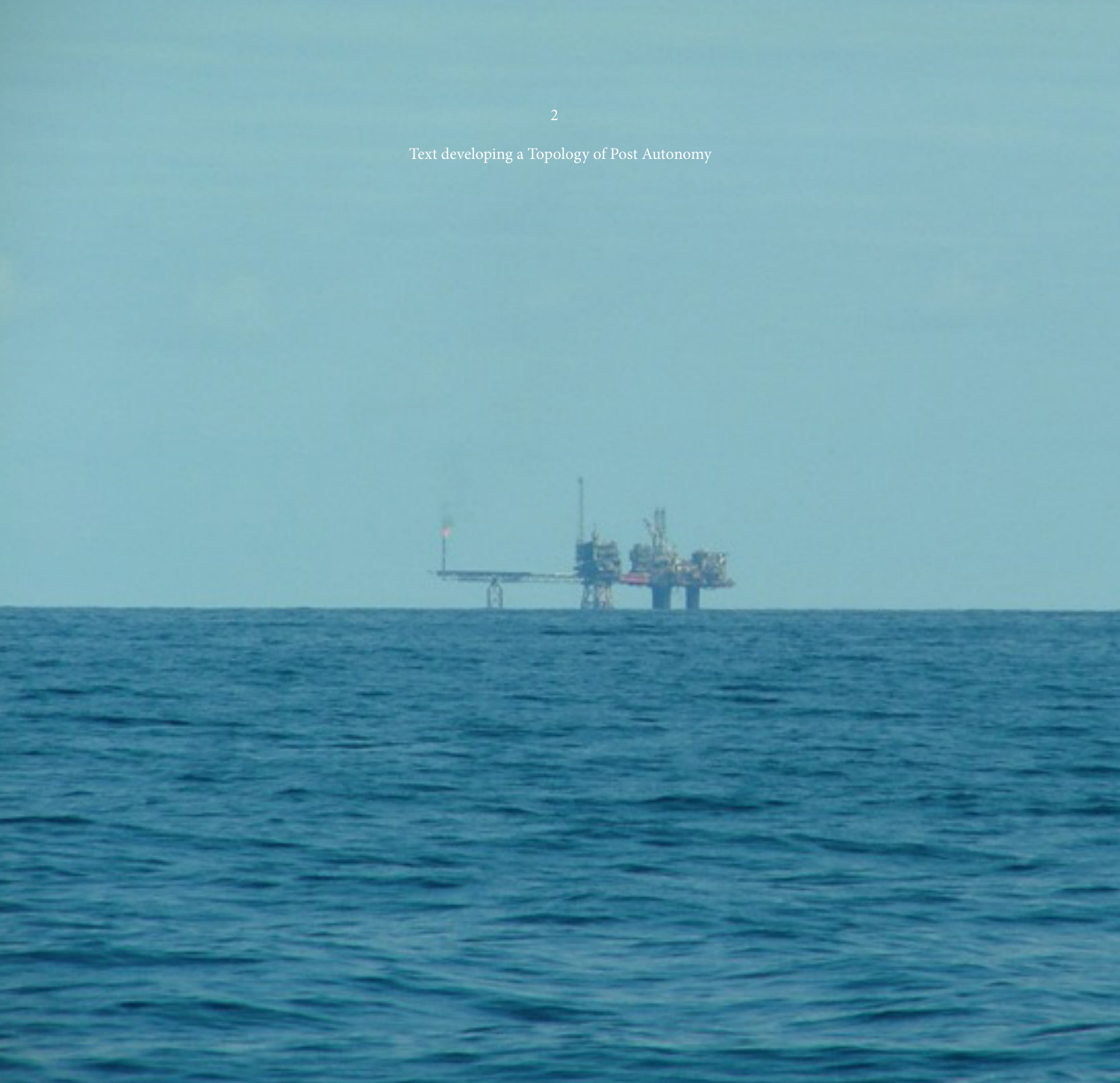# 2

## Text developing a Topology of Post Autonomy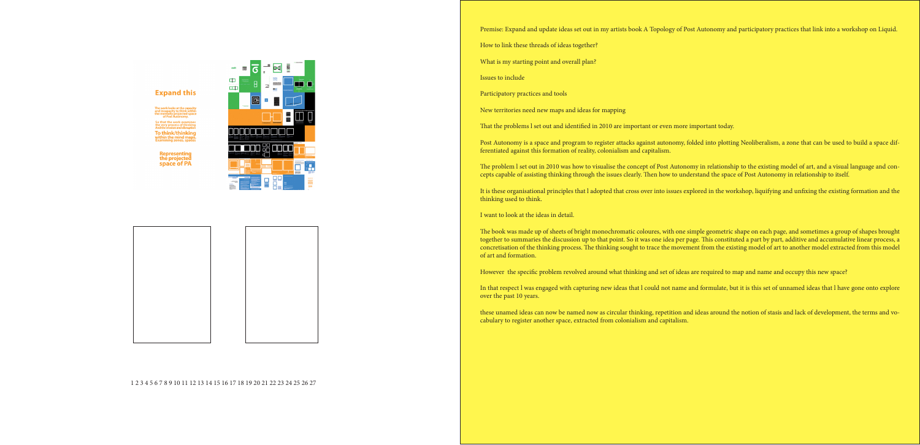## Expand this

The work looks at the capacity and incapacity to think within the mentally projected space of Post Autonomy.

So that the work examines the very process of thinking And the erosion and disruption

**To think/thinking within the mind maps. Examining zones/spaces**

**Representing the projected space of PA**

1 2 3 4 5 6 7 8 9 10 11 12 13 14 15 16 17 18 19 20 21 22 23 24 25 26 27

Premise: Expand and update ideas set out in my artists book A Topology of Post Autonomy and participatory practices that link into a workshop on Liquid.

How to link these threads of ideas together?

What is my starting point and overall plan?

Issues to include

Participatory practices and tools

New territories need new maps and ideas for mapping

That the problems I set out and identified in 2010 are important or even more important today.

Post Autonomy is a space and program to register attacks against autonomy, folded into plotting Neoliberalism, a zone that can be used to build a space differentiated against this formation of reality, colonialism and capitalism.

The problem I set out in 2010 was how to visualise the concept of Post Autonomy in relationship to the existing model of art, and a visual language and concepts capable of assisting thinking through the issues clearly. Then how to understand the space of Post Autonomy in relationship to itself.

It is these organisational principles that I adopted that cross over into issues explored in the workshop, liquifying and unfixing the existing formation and the thinking used to think.

I want to look at the ideas in detail.

The book was made up of sheets of bright monochromatic coloures, with one simple geometric shape on each page, and sometimes a group of shapes brought together to summaries the discussion up to that point. So it was one idea per page. This constituted a part by part, additive and accumulative linear process, a concretisation of the thinking process. The thinking sought to trace the movement from the existing model of art to another model extracted from this model of art and formation.

However the specific problem revolved around what thinking and set of ideas are required to map and name and occupy this new space?

In that respect I was engaged with capturing new ideas that I could not name and formulate, but it is this set of unnamed ideas that I have gone onto explore over the past 10 years.

these unamed ideas can now be named now as circular thinking, repetition and ideas around the notion of stasis and lack of development, the terms and vocabulary to register another space, extracted from colonialism and capitalism.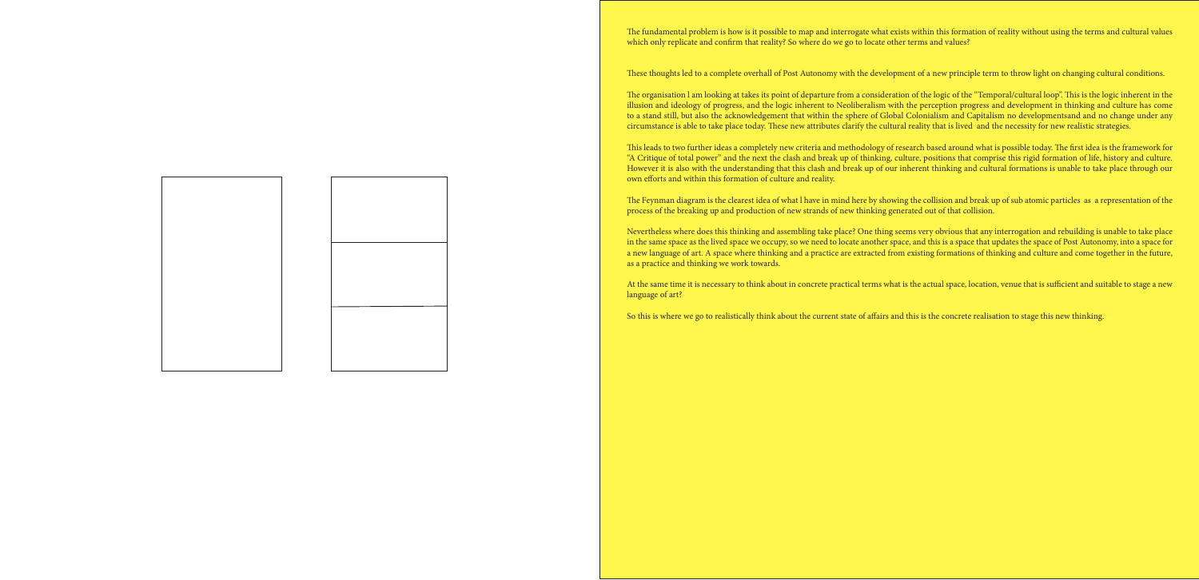The fundamental problem is how is it possible to map and interrogate what exists within this formation of reality without using the terms and cultural values which only replicate and confirm that reality? So where do we go to locate other terms and values?

These thoughts led to a complete overhall of Post Autonomy with the development of a new principle term to throw light on changing cultural conditions.

The organisation l am looking at takes its point of departure from a consideration of the logic of the "Temporal/cultural loop". This is the logic inherent in the illusion and ideology of progress, and the logic inherent to Neoliberalism with the perception progress and development in thinking and culture has come to a stand still, but also the acknowledgement that within the sphere of Global Colonialism and Capitalism no developmentsand and no change under any circumstance is able to take place today. These new attributes clarify the cultural reality that is lived and the necessity for new realistic strategies.

This leads to two further ideas a completely new criteria and methodology of research based around what is possible today. The first idea is the framework for "A Critique of total power" and the next the clash and break up of thinking, culture, positions that comprise this rigid formation of life, history and culture. However it is also with the understanding that this clash and break up of our inherent thinking and cultural formations is unable to take place through our own efforts and within this formation of culture and reality.

The Feynman diagram is the clearest idea of what l have in mind here by showing the collision and break up of sub atomic particles as a representation of the process of the breaking up and production of new strands of new thinking generated out of that collision.

Nevertheless where does this thinking and assembling take place? One thing seems very obvious that any interrogation and rebuilding is unable to take place in the same space as the lived space we occupy, so we need to locate another space, and this is a space that updates the space of Post Autonomy, into a space for a new language of art. A space where thinking and a practice are extracted from existing formations of thinking and culture and come together in the future, as a practice and thinking we work towards.

At the same time it is necessary to think about in concrete practical terms what is the actual space, location, venue that is sufficient and suitable to stage a new language of art?

So this is where we go to realistically think about the current state of affairs and this is the concrete realisation to stage this new thinking.